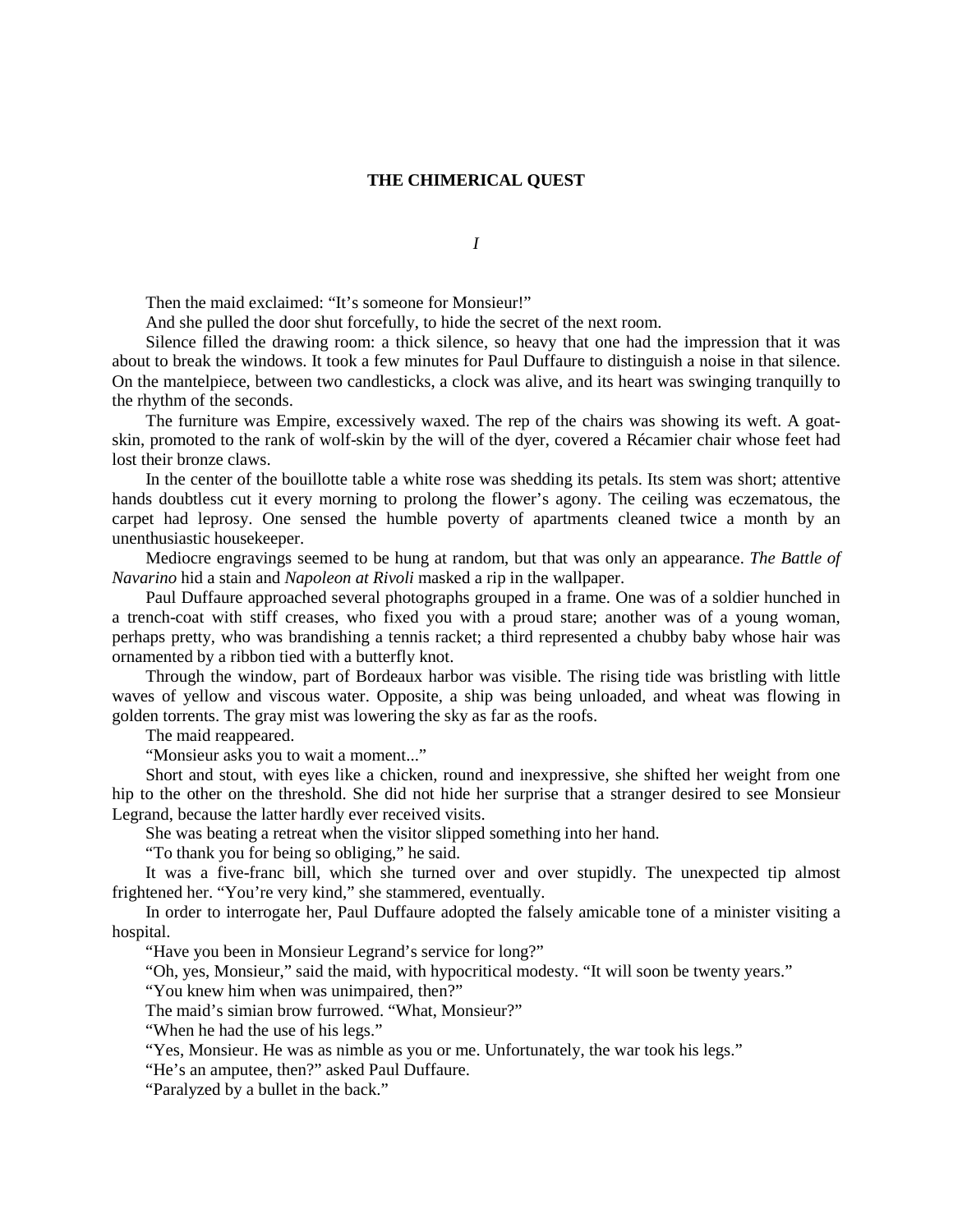# THE CHIMERICAL QUEST

## *I*

Then the maid exclaimed: "It's someone for Monsieur!"

And she pulled the door shut forcefully, to hide the secret of the next room.

Silence filled the drawing room: a thick silence, so heavy that one had the impression that it was about to break the windows. It took a few minutes for Paul Duffaure to distinguish a noise in that silence. On the mantelpiece, between two candlesticks, a clock was alive, and its heart was swinging tranquilly to the rhythm of the seconds.

The furniture was Empire, excessively waxed. The rep of the chairs was showing its weft. A goat-skin, promoted to the rank of wolf-skin by the will of the dyer, covered a Récamier chair whose feet had lost their bronze claws.

In the center of the bouillotte table a white rose was shedding its petals. Its stem was short; attentive hands doubtless cut it every morning to prolong the flower's agony. The ceiling was eczematous, the carpet had leprosy. One sensed the humble poverty of apartments cleaned twice a month by an unenthusiastic housekeeper.

Mediocre engravings seemed to be hung at random, but that was only an appearance. *The Battle of Navarino* hid a stain and *Napoleon at Rivoli* masked a rip in the wallpaper.

Paul Duffaure approached several photographs grouped in a frame. One was of a soldier hunched in a trench-coat with stiff creases, who fixed you with a proud stare; another was of a young woman, perhaps pretty, who was brandishing a tennis racket; a third represented a chubby baby whose hair was ornamented by a ribbon tied with a butterfly knot.

Through the window, part of Bordeaux harbor was visible. The rising tide was bristling with little waves of yellow and viscous water. Opposite, a ship was being unloaded, and wheat was flowing in golden torrents. The gray mist was lowering the sky as far as the roofs.

The maid reappeared.

"Monsieur asks you to wait a moment..."

Short and stout, with eyes like a chicken, round and inexpressive, she shifted her weight from one hip to the other on the threshold. She did not hide her surprise that a stranger desired to see Monsieur Legrand, because the latter hardly ever received visits.

She was beating a retreat when the visitor slipped something into her hand.

"To thank you for being so obliging," he said.

It was a five-franc bill, which she turned over and over stupidly. The unexpected tip almost frightened her. "You're very kind," she stammered, eventually.

In order to interrogate her, Paul Duffaure adopted the falsely amicable tone of a minister visiting a hospital.

"Have you been in Monsieur Legrand's service for long?"

"Oh, yes, Monsieur," said the maid, with hypocritical modesty. "It will soon be twenty years."

"You knew him when was unimpaired, then?"

The maid's simian brow furrowed. "What, Monsieur?"

"When he had the use of his legs."

"Yes, Monsieur. He was as nimble as you or me. Unfortunately, the war took his legs."

"He's an amputee, then?" asked Paul Duffaure.

"Paralyzed by a bullet in the back."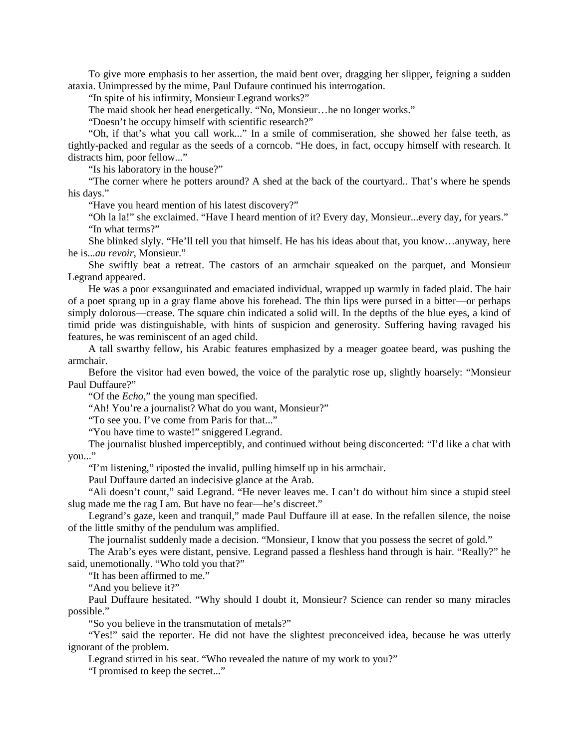To give more emphasis to her assertion, the maid bent over, dragging her slipper, feigning a sudden ataxia. Unimpressed by the mime, Paul Dufaure continued his interrogation.

"In spite of his infirmity, Monsieur Legrand works?"

The maid shook her head energetically. "No, Monsieur…he no longer works."

"Doesn't he occupy himself with scientific research?"

"Oh, if that's what you call work..." In a smile of commiseration, she showed her false teeth, as tightly-packed and regular as the seeds of a corncob. "He does, in fact, occupy himself with research. It distracts him, poor fellow..."

"Is his laboratory in the house?"

"The corner where he potters around? A shed at the back of the courtyard.. That's where he spends his days."

"Have you heard mention of his latest discovery?"

"Oh la la!" she exclaimed. "Have I heard mention of it? Every day, Monsieur...every day, for years."

"In what terms?"

She blinked slyly. "He'll tell you that himself. He has his ideas about that, you know…anyway, here he is...*au revoir*, Monsieur."

She swiftly beat a retreat. The castors of an armchair squeaked on the parquet, and Monsieur Legrand appeared.

He was a poor exsanguinated and emaciated individual, wrapped up warmly in faded plaid. The hair of a poet sprang up in a gray flame above his forehead. The thin lips were pursed in a bitter—or perhaps simply dolorous—crease. The square chin indicated a solid will. In the depths of the blue eyes, a kind of timid pride was distinguishable, with hints of suspicion and generosity. Suffering having ravaged his features, he was reminiscent of an aged child.

A tall swarthy fellow, his Arabic features emphasized by a meager goatee beard, was pushing the armchair.

Before the visitor had even bowed, the voice of the paralytic rose up, slightly hoarsely: "Monsieur Paul Duffaure?"

"Of the *Echo*," the young man specified.

"Ah! You're a journalist? What do you want, Monsieur?"

"To see you. I've come from Paris for that..."

"You have time to waste!" sniggered Legrand.

The journalist blushed imperceptibly, and continued without being disconcerted: "I'd like a chat with you..."

"I'm listening," riposted the invalid, pulling himself up in his armchair.

Paul Duffaure darted an indecisive glance at the Arab.

"Ali doesn't count," said Legrand. "He never leaves me. I can't do without him since a stupid steel slug made me the rag I am. But have no fear—he's discreet."

Legrand's gaze, keen and tranquil," made Paul Duffaure ill at ease. In the refallen silence, the noise of the little smithy of the pendulum was amplified.

The journalist suddenly made a decision. "Monsieur, I know that you possess the secret of gold."

The Arab's eyes were distant, pensive. Legrand passed a fleshless hand through is hair. "Really?" he said, unemotionally. "Who told you that?"

"It has been affirmed to me."

"And you believe it?"

Paul Duffaure hesitated. "Why should I doubt it, Monsieur? Science can render so many miracles possible."

"So you believe in the transmutation of metals?"

"Yes!" said the reporter. He did not have the slightest preconceived idea, because he was utterly ignorant of the problem.

Legrand stirred in his seat. "Who revealed the nature of my work to you?"

"I promised to keep the secret..."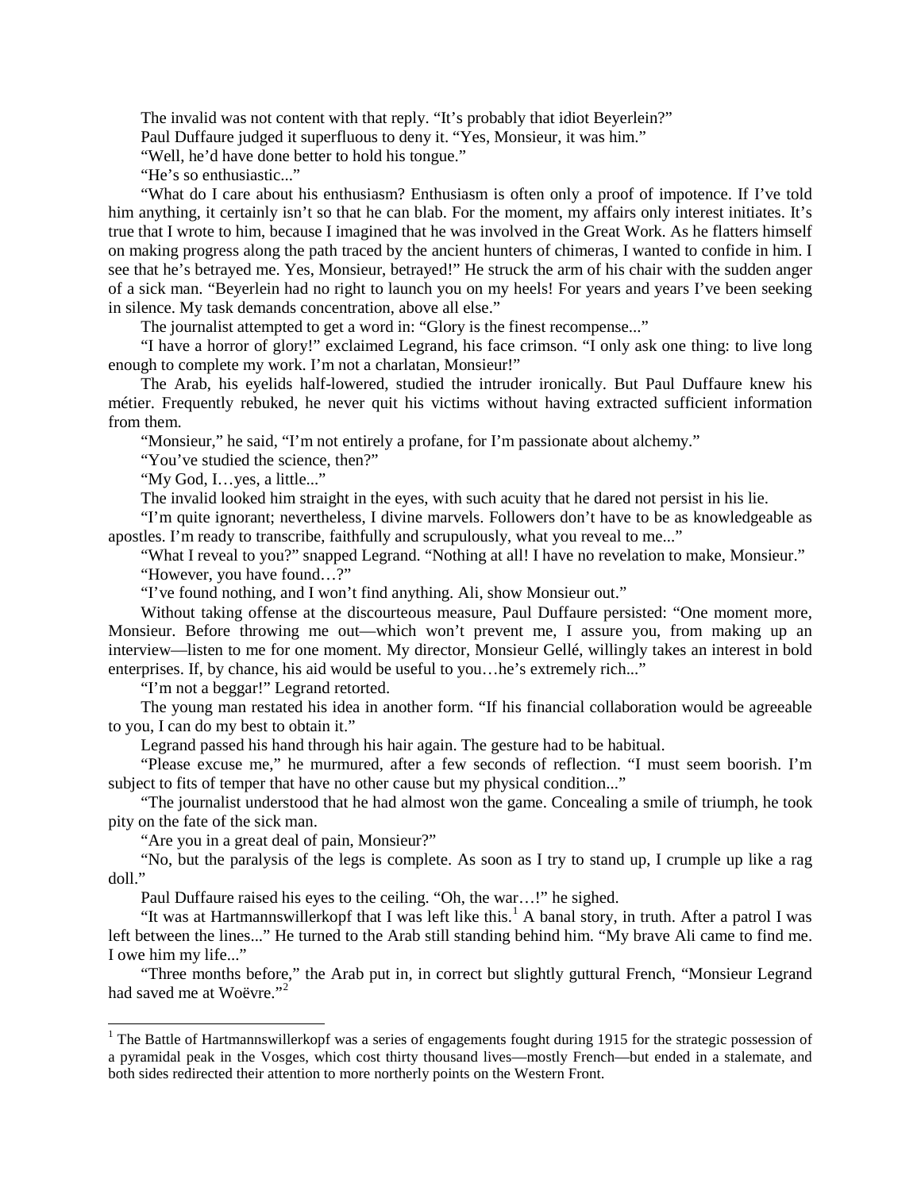The invalid was not content with that reply. "It's probably that idiot Beyerlein?"

Paul Duffaure judged it superfluous to deny it. "Yes, Monsieur, it was him."

"Well, he'd have done better to hold his tongue."

"He's so enthusiastic..."

"What do I care about his enthusiasm? Enthusiasm is often only a proof of impotence. If I've told him anything, it certainly isn't so that he can blab. For the moment, my affairs only interest initiates. It's true that I wrote to him, because I imagined that he was involved in the Great Work. As he flatters himself on making progress along the path traced by the ancient hunters of chimeras, I wanted to confide in him. I see that he's betrayed me. Yes, Monsieur, betrayed!" He struck the arm of his chair with the sudden anger of a sick man. "Beyerlein had no right to launch you on my heels! For years and years I've been seeking in silence. My task demands concentration, above all else."

The journalist attempted to get a word in: "Glory is the finest recompense..."

"I have a horror of glory!" exclaimed Legrand, his face crimson. "I only ask one thing: to live long enough to complete my work. I'm not a charlatan, Monsieur!"

The Arab, his eyelids half-lowered, studied the intruder ironically. But Paul Duffaure knew his métier. Frequently rebuked, he never quit his victims without having extracted sufficient information from them.

"Monsieur," he said, "I'm not entirely a profane, for I'm passionate about alchemy."

"You've studied the science, then?"

"My God, I…yes, a little..."

The invalid looked him straight in the eyes, with such acuity that he dared not persist in his lie.

"I'm quite ignorant; nevertheless, I divine marvels. Followers don't have to be as knowledgeable as apostles. I'm ready to transcribe, faithfully and scrupulously, what you reveal to me..."

"What I reveal to you?" snapped Legrand. "Nothing at all! I have no revelation to make, Monsieur."

"However, you have found…?"

"I've found nothing, and I won't find anything. Ali, show Monsieur out."

Without taking offense at the discourteous measure, Paul Duffaure persisted: "One moment more, Monsieur. Before throwing me out—which won't prevent me, I assure you, from making up an interview—listen to me for one moment. My director, Monsieur Gellé, willingly takes an interest in bold enterprises. If, by chance, his aid would be useful to you…he's extremely rich..."

"I'm not a beggar!" Legrand retorted.

The young man restated his idea in another form. "If his financial collaboration would be agreeable to you, I can do my best to obtain it."

Legrand passed his hand through his hair again. The gesture had to be habitual.

"Please excuse me," he murmured, after a few seconds of reflection. "I must seem boorish. I'm subject to fits of temper that have no other cause but my physical condition..."

"The journalist understood that he had almost won the game. Concealing a smile of triumph, he took pity on the fate of the sick man.

"Are you in a great deal of pain, Monsieur?"

"No, but the paralysis of the legs is complete. As soon as I try to stand up, I crumple up like a rag doll."

Paul Duffaure raised his eyes to the ceiling. "Oh, the war…!" he sighed.

"It was at Hartmannswillerkopf that I was left like this.[1] A banal story, in truth. After a patrol I was left between the lines..." He turned to the Arab still standing behind him. "My brave Ali came to find me. I owe him my life..."

"Three months before," the Arab put in, in correct but slightly guttural French, "Monsieur Legrand had saved me at Woëvre."[2]

---

[1] The Battle of Hartmannswillerkopf was a series of engagements fought during 1915 for the strategic possession of a pyramidal peak in the Vosges, which cost thirty thousand lives—mostly French—but ended in a stalemate, and both sides redirected their attention to more northerly points on the Western Front.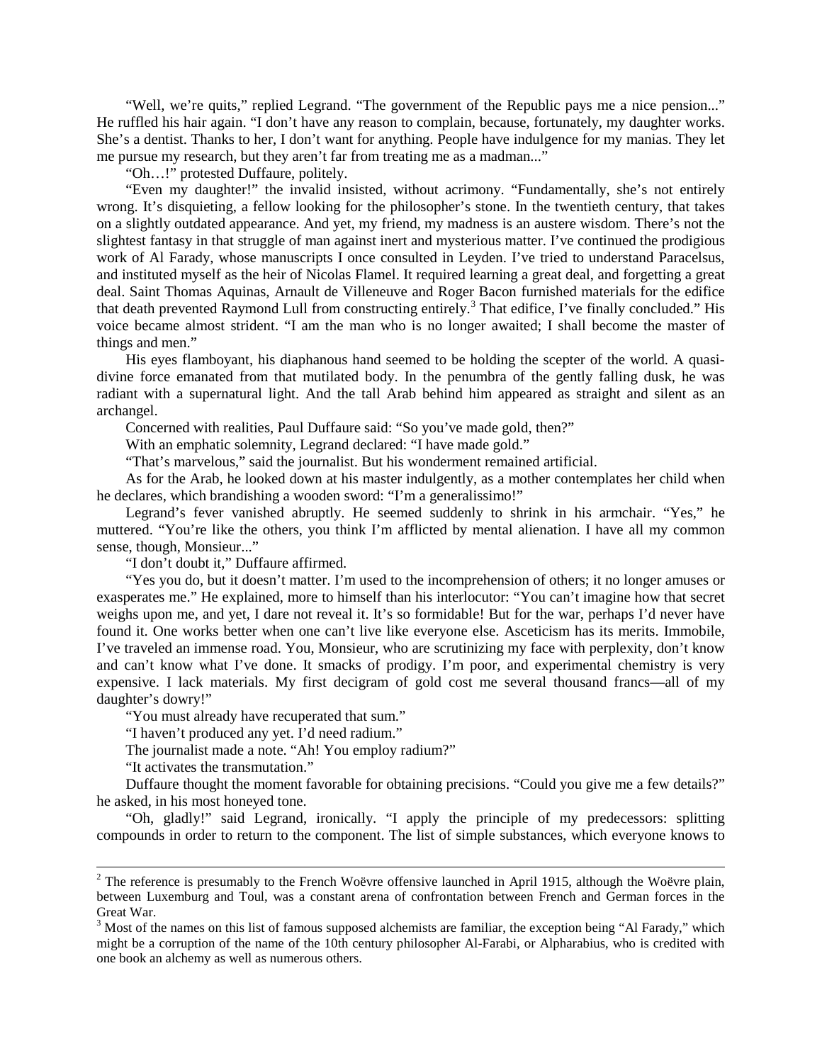"Well, we're quits," replied Legrand. "The government of the Republic pays me a nice pension..." He ruffled his hair again. "I don't have any reason to complain, because, fortunately, my daughter works. She's a dentist. Thanks to her, I don't want for anything. People have indulgence for my manias. They let me pursue my research, but they aren't far from treating me as a madman..."

"Oh…!" protested Duffaure, politely.

"Even my daughter!" the invalid insisted, without acrimony. "Fundamentally, she's not entirely wrong. It's disquieting, a fellow looking for the philosopher's stone. In the twentieth century, that takes on a slightly outdated appearance. And yet, my friend, my madness is an austere wisdom. There's not the slightest fantasy in that struggle of man against inert and mysterious matter. I've continued the prodigious work of Al Farady, whose manuscripts I once consulted in Leyden. I've tried to understand Paracelsus, and instituted myself as the heir of Nicolas Flamel. It required learning a great deal, and forgetting a great deal. Saint Thomas Aquinas, Arnault de Villeneuve and Roger Bacon furnished materials for the edifice that death prevented Raymond Lull from constructing entirely.[3] That edifice, I've finally concluded." His voice became almost strident. "I am the man who is no longer awaited; I shall become the master of things and men."

His eyes flamboyant, his diaphanous hand seemed to be holding the scepter of the world. A quasi-divine force emanated from that mutilated body. In the penumbra of the gently falling dusk, he was radiant with a supernatural light. And the tall Arab behind him appeared as straight and silent as an archangel.

Concerned with realities, Paul Duffaure said: "So you've made gold, then?"

With an emphatic solemnity, Legrand declared: "I have made gold."

"That's marvelous," said the journalist. But his wonderment remained artificial.

As for the Arab, he looked down at his master indulgently, as a mother contemplates her child when he declares, which brandishing a wooden sword: "I'm a generalissimo!"

Legrand's fever vanished abruptly. He seemed suddenly to shrink in his armchair. "Yes," he muttered. "You're like the others, you think I'm afflicted by mental alienation. I have all my common sense, though, Monsieur..."

"I don't doubt it," Duffaure affirmed.

"Yes you do, but it doesn't matter. I'm used to the incomprehension of others; it no longer amuses or exasperates me." He explained, more to himself than his interlocutor: "You can't imagine how that secret weighs upon me, and yet, I dare not reveal it. It's so formidable! But for the war, perhaps I'd never have found it. One works better when one can't live like everyone else. Asceticism has its merits. Immobile, I've traveled an immense road. You, Monsieur, who are scrutinizing my face with perplexity, don't know and can't know what I've done. It smacks of prodigy. I'm poor, and experimental chemistry is very expensive. I lack materials. My first decigram of gold cost me several thousand francs—all of my daughter's dowry!"

"You must already have recuperated that sum."

"I haven't produced any yet. I'd need radium."

The journalist made a note. "Ah! You employ radium?"

"It activates the transmutation."

Duffaure thought the moment favorable for obtaining precisions. "Could you give me a few details?" he asked, in his most honeyed tone.

"Oh, gladly!" said Legrand, ironically. "I apply the principle of my predecessors: splitting compounds in order to return to the component. The list of simple substances, which everyone knows to

---

[2] The reference is presumably to the French Woëvre offensive launched in April 1915, although the Woëvre plain, between Luxemburg and Toul, was a constant arena of confrontation between French and German forces in the Great War.

[3] Most of the names on this list of famous supposed alchemists are familiar, the exception being "Al Farady," which might be a corruption of the name of the 10th century philosopher Al-Farabi, or Alpharabius, who is credited with one book an alchemy as well as numerous others.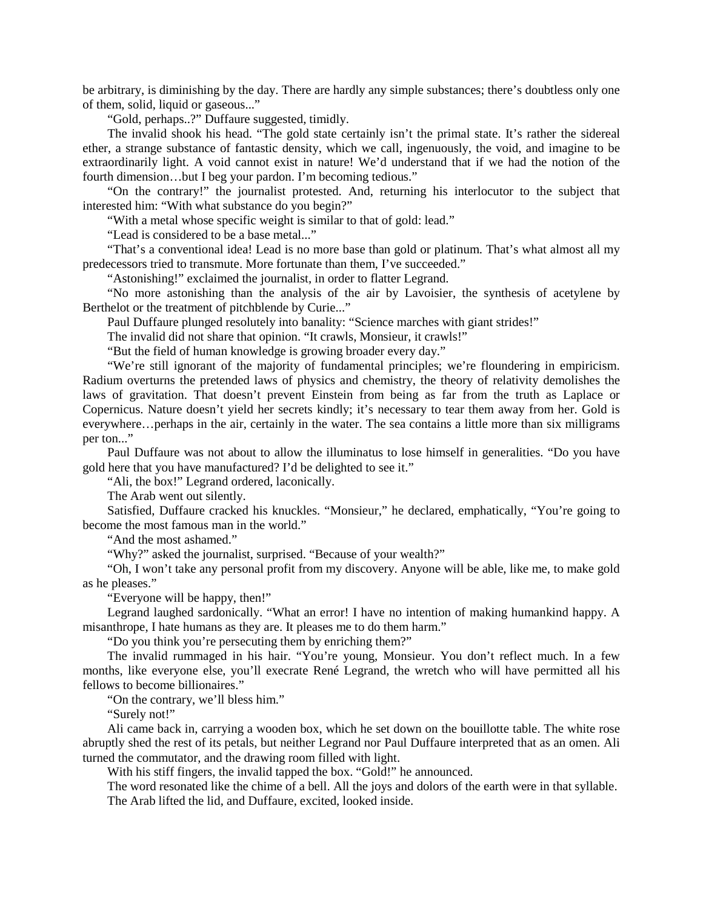be arbitrary, is diminishing by the day. There are hardly any simple substances; there's doubtless only one of them, solid, liquid or gaseous..."

"Gold, perhaps..?" Duffaure suggested, timidly.

The invalid shook his head. "The gold state certainly isn't the primal state. It's rather the sidereal ether, a strange substance of fantastic density, which we call, ingenuously, the void, and imagine to be extraordinarily light. A void cannot exist in nature! We'd understand that if we had the notion of the fourth dimension…but I beg your pardon. I'm becoming tedious."

"On the contrary!" the journalist protested. And, returning his interlocutor to the subject that interested him: "With what substance do you begin?"

"With a metal whose specific weight is similar to that of gold: lead."

"Lead is considered to be a base metal..."

"That's a conventional idea! Lead is no more base than gold or platinum. That's what almost all my predecessors tried to transmute. More fortunate than them, I've succeeded."

"Astonishing!" exclaimed the journalist, in order to flatter Legrand.

"No more astonishing than the analysis of the air by Lavoisier, the synthesis of acetylene by Berthelot or the treatment of pitchblende by Curie..."

Paul Duffaure plunged resolutely into banality: "Science marches with giant strides!"

The invalid did not share that opinion. "It crawls, Monsieur, it crawls!"

"But the field of human knowledge is growing broader every day."

"We're still ignorant of the majority of fundamental principles; we're floundering in empiricism. Radium overturns the pretended laws of physics and chemistry, the theory of relativity demolishes the laws of gravitation. That doesn't prevent Einstein from being as far from the truth as Laplace or Copernicus. Nature doesn't yield her secrets kindly; it's necessary to tear them away from her. Gold is everywhere…perhaps in the air, certainly in the water. The sea contains a little more than six milligrams per ton..."

Paul Duffaure was not about to allow the illuminatus to lose himself in generalities. "Do you have gold here that you have manufactured? I'd be delighted to see it."

"Ali, the box!" Legrand ordered, laconically.

The Arab went out silently.

Satisfied, Duffaure cracked his knuckles. "Monsieur," he declared, emphatically, "You're going to become the most famous man in the world."

"And the most ashamed."

"Why?" asked the journalist, surprised. "Because of your wealth?"

"Oh, I won't take any personal profit from my discovery. Anyone will be able, like me, to make gold as he pleases."

"Everyone will be happy, then!"

Legrand laughed sardonically. "What an error! I have no intention of making humankind happy. A misanthrope, I hate humans as they are. It pleases me to do them harm."

"Do you think you're persecuting them by enriching them?"

The invalid rummaged in his hair. "You're young, Monsieur. You don't reflect much. In a few months, like everyone else, you'll execrate René Legrand, the wretch who will have permitted all his fellows to become billionaires."

"On the contrary, we'll bless him."

"Surely not!"

Ali came back in, carrying a wooden box, which he set down on the bouillotte table. The white rose abruptly shed the rest of its petals, but neither Legrand nor Paul Duffaure interpreted that as an omen. Ali turned the commutator, and the drawing room filled with light.

With his stiff fingers, the invalid tapped the box. "Gold!" he announced.

The word resonated like the chime of a bell. All the joys and dolors of the earth were in that syllable.

The Arab lifted the lid, and Duffaure, excited, looked inside.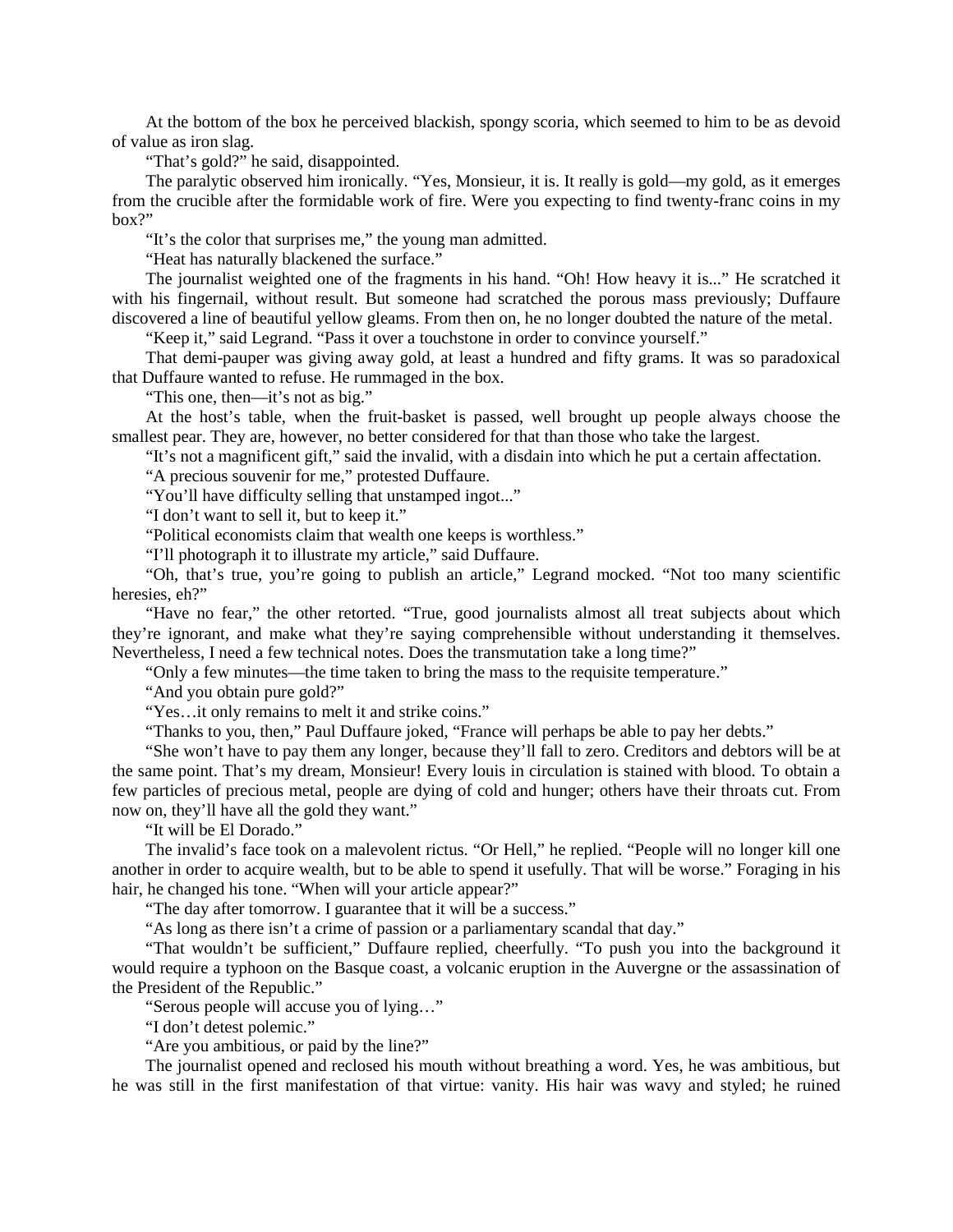At the bottom of the box he perceived blackish, spongy scoria, which seemed to him to be as devoid of value as iron slag.

"That's gold?" he said, disappointed.

The paralytic observed him ironically. "Yes, Monsieur, it is. It really is gold—my gold, as it emerges from the crucible after the formidable work of fire. Were you expecting to find twenty-franc coins in my box?"

"It's the color that surprises me," the young man admitted.

"Heat has naturally blackened the surface."

The journalist weighted one of the fragments in his hand. "Oh! How heavy it is..." He scratched it with his fingernail, without result. But someone had scratched the porous mass previously; Duffaure discovered a line of beautiful yellow gleams. From then on, he no longer doubted the nature of the metal.

"Keep it," said Legrand. "Pass it over a touchstone in order to convince yourself."

That demi-pauper was giving away gold, at least a hundred and fifty grams. It was so paradoxical that Duffaure wanted to refuse. He rummaged in the box.

"This one, then—it's not as big."

At the host's table, when the fruit-basket is passed, well brought up people always choose the smallest pear. They are, however, no better considered for that than those who take the largest.

"It's not a magnificent gift," said the invalid, with a disdain into which he put a certain affectation.

"A precious souvenir for me," protested Duffaure.

"You'll have difficulty selling that unstamped ingot..."

"I don't want to sell it, but to keep it."

"Political economists claim that wealth one keeps is worthless."

"I'll photograph it to illustrate my article," said Duffaure.

"Oh, that's true, you're going to publish an article," Legrand mocked. "Not too many scientific heresies, eh?"

"Have no fear," the other retorted. "True, good journalists almost all treat subjects about which they're ignorant, and make what they're saying comprehensible without understanding it themselves. Nevertheless, I need a few technical notes. Does the transmutation take a long time?"

"Only a few minutes—the time taken to bring the mass to the requisite temperature."

"And you obtain pure gold?"

"Yes…it only remains to melt it and strike coins."

"Thanks to you, then," Paul Duffaure joked, "France will perhaps be able to pay her debts."

"She won't have to pay them any longer, because they'll fall to zero. Creditors and debtors will be at the same point. That's my dream, Monsieur! Every louis in circulation is stained with blood. To obtain a few particles of precious metal, people are dying of cold and hunger; others have their throats cut. From now on, they'll have all the gold they want."

"It will be El Dorado."

The invalid's face took on a malevolent rictus. "Or Hell," he replied. "People will no longer kill one another in order to acquire wealth, but to be able to spend it usefully. That will be worse." Foraging in his hair, he changed his tone. "When will your article appear?"

"The day after tomorrow. I guarantee that it will be a success."

"As long as there isn't a crime of passion or a parliamentary scandal that day."

"That wouldn't be sufficient," Duffaure replied, cheerfully. "To push you into the background it would require a typhoon on the Basque coast, a volcanic eruption in the Auvergne or the assassination of the President of the Republic."

"Serous people will accuse you of lying…"

"I don't detest polemic."

"Are you ambitious, or paid by the line?"

The journalist opened and reclosed his mouth without breathing a word. Yes, he was ambitious, but he was still in the first manifestation of that virtue: vanity. His hair was wavy and styled; he ruined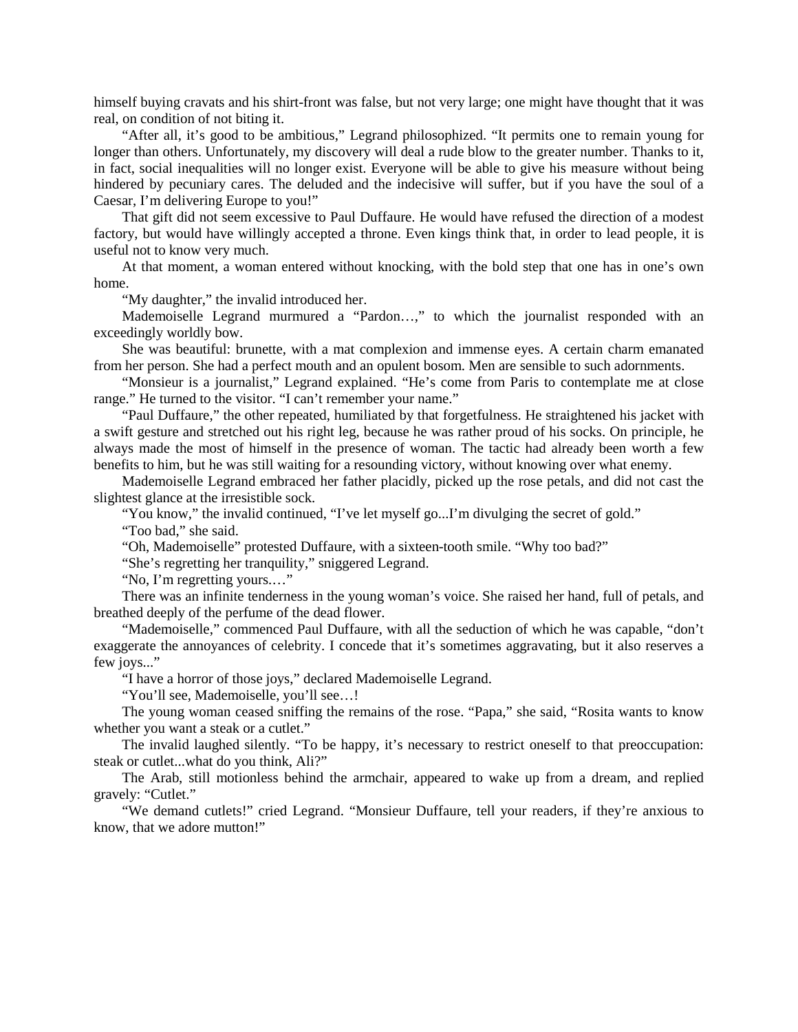himself buying cravats and his shirt-front was false, but not very large; one might have thought that it was real, on condition of not biting it.

"After all, it's good to be ambitious," Legrand philosophized. "It permits one to remain young for longer than others. Unfortunately, my discovery will deal a rude blow to the greater number. Thanks to it, in fact, social inequalities will no longer exist. Everyone will be able to give his measure without being hindered by pecuniary cares. The deluded and the indecisive will suffer, but if you have the soul of a Caesar, I'm delivering Europe to you!"

That gift did not seem excessive to Paul Duffaure. He would have refused the direction of a modest factory, but would have willingly accepted a throne. Even kings think that, in order to lead people, it is useful not to know very much.

At that moment, a woman entered without knocking, with the bold step that one has in one's own home.

"My daughter," the invalid introduced her.

Mademoiselle Legrand murmured a "Pardon…," to which the journalist responded with an exceedingly worldly bow.

She was beautiful: brunette, with a mat complexion and immense eyes. A certain charm emanated from her person. She had a perfect mouth and an opulent bosom. Men are sensible to such adornments.

"Monsieur is a journalist," Legrand explained. "He's come from Paris to contemplate me at close range." He turned to the visitor. "I can't remember your name."

"Paul Duffaure," the other repeated, humiliated by that forgetfulness. He straightened his jacket with a swift gesture and stretched out his right leg, because he was rather proud of his socks. On principle, he always made the most of himself in the presence of woman. The tactic had already been worth a few benefits to him, but he was still waiting for a resounding victory, without knowing over what enemy.

Mademoiselle Legrand embraced her father placidly, picked up the rose petals, and did not cast the slightest glance at the irresistible sock.

"You know," the invalid continued, "I've let myself go...I'm divulging the secret of gold."

"Too bad," she said.

"Oh, Mademoiselle" protested Duffaure, with a sixteen-tooth smile. "Why too bad?"

"She's regretting her tranquility," sniggered Legrand.

"No, I'm regretting yours.…"

There was an infinite tenderness in the young woman's voice. She raised her hand, full of petals, and breathed deeply of the perfume of the dead flower.

"Mademoiselle," commenced Paul Duffaure, with all the seduction of which he was capable, "don't exaggerate the annoyances of celebrity. I concede that it's sometimes aggravating, but it also reserves a few joys..."

"I have a horror of those joys," declared Mademoiselle Legrand.

"You'll see, Mademoiselle, you'll see…!

The young woman ceased sniffing the remains of the rose. "Papa," she said, "Rosita wants to know whether you want a steak or a cutlet."

The invalid laughed silently. "To be happy, it's necessary to restrict oneself to that preoccupation: steak or cutlet...what do you think, Ali?"

The Arab, still motionless behind the armchair, appeared to wake up from a dream, and replied gravely: "Cutlet."

"We demand cutlets!" cried Legrand. "Monsieur Duffaure, tell your readers, if they're anxious to know, that we adore mutton!"